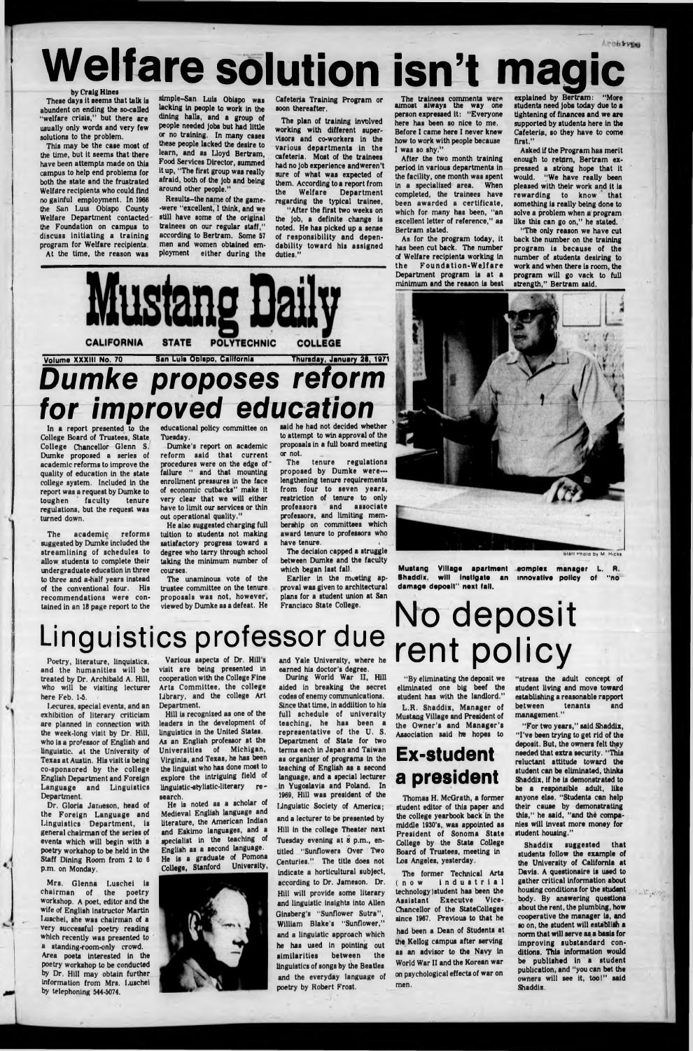# Welfare solution isn't magic

by Craig Hines

These days it seems that talk is abundant on ending the so-called "welfare crisis," but there are usually only words and very few solutions to the problem.

This may be the case most of the time, but it seems that there have been attempts made on this campus to help end problems for both the state and the frustrated Welfare recipients who could find no gainful employment. In 1966 the San Luis Obispo County Welfare Department contacted the Foundation on campus to discuss initiating a training program for Welfare recipients.

At the time, the reason was simple–San Luis Obispo was lacking in people to work in the dining halls, and a group of people needed jobs but had little or no training. In many cases these people lacked the desire to learn, and as Lloyd Bertram, Food Services Director, summed it up, "The first group was really afraid, both of the job and being around other people."

Results–the name of the game–were "excellent, I think, and we still have some of the original trainees on our regular staff," according to Bertram. Some 57 men and women obtained employment either during the Cafeteria Training Program or soon thereafter.

The plan of training involved working with different supervisors and co-workers in the various departments in the cafeteria. Most of the trainees had no job experience andweren't sure of what was expected of them. According to a report from the Welfare Department regarding the typical trainee,

"After the first two weeks on the job, a definite change is noted. He has picked up a sense of responsibility and dependability toward his assigned duties."

The trainees comments were almost always the way one person expressed it: "Everyone here has been so nice to me. Before I came here I never knew how to work with people because I was so shy."

After the two month training period in various departments in the facility, one month was spent in a specialized area. When completed, the trainees have been awarded a certificate, which for many has been, "an excellent letter of reference," as Bertram stated.

As for the program today, it has been cut back. The number of Welfare recipients working in the Foundation-Welfare Department program is at a minimum and the reason is best explained by Bertram: "More students need jobs today due to a tightening of finances and we are supported by students here in the Cafeteria, so they have to come first."

Asked if the Program has merit enough to return, Bertram expressed a strong hope that it would. "We have really been pleased with their work and it is rewarding to know that something is really being done to solve a problem when a program like this can go on," he stated.

"The only reason we have cut back the number on the training program is because of the number of students desiring to work and when there is room, the program will go vack to full strength," Bertram said.

# Mustang Daily

CALIFORNIA STATE POLYTECHNIC COLLEGE

Volume XXXIII No. 70 San Luis Obispo, California Thursday, January 28, 1971

# *Dumke proposes reform for improved education*

In a report presented to the College Board of Trustees, State College Chancellor Glenn S. Dumke proposed a series of academic reforms to improve the quality of education in the state college system. Included in the report was a request by Dumke to toughen faculty tenure regulations, but the request was turned down.

The academic reforms suggested by Dumke included the streamlining of schedules to allow students to complete their undergraduate education in three to three and a-half years instead of the conventional four. His recommendations were contained in an 18 page report to the educational policy committee on Tuesday.

Dumke's report on academic reform said that current procedures were on the edge of "failure " and that mounting enrollment pressures in the face of economic cutbacks" make it very clear that we will either have to limit our services or thin out operational quality."

He also suggested charging full tuition to students not making satisfactory progress toward a degree who tarry through school taking the minimum number of courses.

The unaminous vote of the trustee committee on the tenure proposals was not, however, viewed by Dumke as a defeat. He said he had not decided whether to attempt to win approval of the proposals in a full board meeting or not.

The tenure regulations proposed by Dumke were–lengthening tenure requirements from four to seven years, restriction of tenure to only professors and associate professors, and limiting membership on committees which award tenure to professors who have tenure.

The decision capped a struggle between Dumke and the faculty which began last fall.

Earlier in the meeting approval was given to architectural plans for a student union at San Francisco State College.

Staff Photo by M. Hicks

**Mustang Village apartment complex manager L. R. Shaddix, will instigate an innovative policy of "no damage deposit" next fall.**

# Linguistics professor due

Poetry, literature, linguistics, and the humanities will be treated by Dr. Archibald A. Hill, who will be visiting lecturer here Feb. 1-5.

Lecures, special events, and an exhibition of literary criticism are planned in connection with the week-long visit by Dr. Hill, who is a professor of English and linguistic. at the University of Texas at Austin. His visit is being co-sponsored by the college English Department and Foreign Language and Linguistics Department.

Dr. Gloria Jameson, head of the Foreign Language and Linguistics Department, is general chairman of the series of events which will begin with a poetry workshop to be held in the Staff Dining Room from 2 to 6 p.m. on Monday.

Mrs. Glenna Luschei is chairman of the poetry workshop. A poet, editor and the wife of English instructor Martin Luschei, she was chairman of a very successful poetry reading which recently was presented to a standing-room-only crowd. Area poets interested in the poetry workshop to be conducted by Dr. Hill may obtain further information from Mrs. Luschei by telephoning 544-5074.

Various aspects of Dr. Hill's visit are being presented in cooperation with the College Fine Arts Committee, the college Library, and the college Art Department.

Hill is recognized as one of the leaders in the development of linguistics in the United States. As an English professor at the Universities of Michigan, Virginia, and Texas, he has been the linguist who has done most to explore the intriguing field of linguistic-stylistic-literary research.

He is noted as a scholar of Medieval English language and literature, the American Indian and Eskimo languages, and a specialist in the teaching of English as a second language. He is a graduate of Pomona College, Stanford University, and Yale University, where he earned his doctor's degree.

During World War II, Hill aided in breaking the secret codes of enemy communications. Since that time, in addition to his full schedule of university teaching, he has been a representative of the U. S. Department of State for two terms each in Japan and Taiwan as organizer of programs in the teaching of English as a second language, and a special lecturer in Yugoslavia and Poland. In 1969, Hill was president of the Linguistic Society of America; and a lecturer to be presented by Hill in the college Theater next Tuesday evening at 8 p.m., entitled "Sunflowers Over Two Centuries." The title does not indicate a horticultural subject, according to Dr. Jameson. Dr. Hill will provide some literary and linguistic insights into Allen Ginsberg's "Sunflower Sutra", William Blake's "Sunflower," and a linguistic approach which he has used in pointing out similarities between the linguistics of songs by the Beatles and the everyday language of poetry by Robert Frost.

# No deposit rent policy

"By eliminating the deposit we eliminated one big beef the student has with the landlord."

L.R. Shaddix, Manager of Mustang Village and President of the Owner's and Manager's Association said he hopes to "stress the adult concept of student living and move toward establishing a reasonable rapport between tenants and management."

"For two years," said Shaddix, "I've been trying to get rid of the deposit. But, the owners felt they needed that extra security. "This reluctant attitude toward the student can be eliminated, thinks Shaddix, if he is demonstrated to be a responsible adult, like anyone else. "Students can help their cause by demonstrating this," he said, "and the companies will invest more money for student housing."

Shaddix suggested that students follow the example of the University of California at Davis. A questionaire is used to gather critical information about housing conditions for the student body. By answering questions about the rent, the plumbing, how cooperative the manager is, and so on, the student will establish a norm that will serve as a basis for improving substandard conditions. This information would be published in a student publication, and "you can bet the owners will see it, too!" said Shaddix.

## Ex-student a president

Thomas H. McGrath, a former student editor of this paper and the college yearbook back in the middle 1930's, was appointed as President of Sonoma State College by the State College Board of Trustees, meeting in Los Angeles, yesterday.

The former Technical Arts (now industrial technology)student has been the Assistant Executve Vice-Chancellor of the StateColleges since 1967. Previous to that he had been a Dean of Students at the Kellog campus after serving as an advisor to the Navy in World War II and the Korean war on psychological effects of war on men.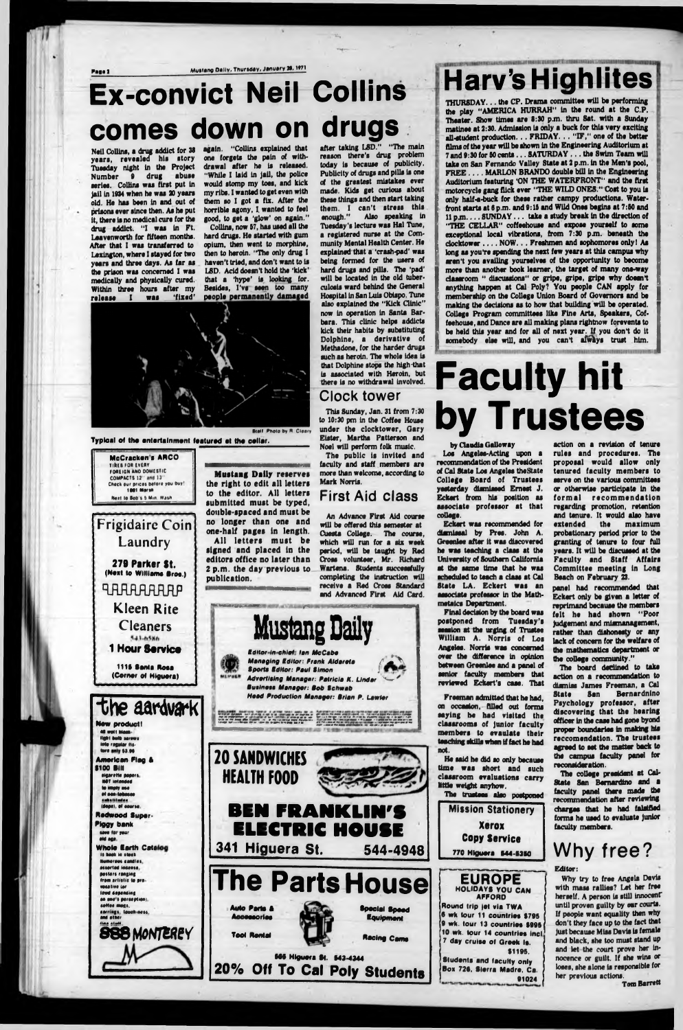# Ex-convict Neil Collins comes down on drugs

Neil Collins, a drug addict for 38 years, revealed his story Tuesday night in the Project Number 9 drug abuse series. Collins was first put in jail in 1934 when he was 20 years old. He has been in and out of prisons ever since then. As he put it, there is no medical cure for the drug addict. "I was in Ft. Leavenworth for fifteen months. After that I was transferred to Lexington, where I stayed for two years and three days. As far as the prison was concerned I was medically and physically cured. Within three hours after my release I was 'fixed' again. "Collins explained that one forgets the pain of withdrawal after he is released. "While I laid in jail, the police would stomp my toes, and kick my ribs. I wanted to get even with them so I got a fix. After the horrible agony, I wanted to feel good, to get a 'glow' on again."

Collins, now 57, has used all the hard drugs. He started with gum opium, then went to morphine, then to heroin. "The only drug I haven't tried, and don't want to is LSD. Acid doesn't hold the 'kick' that a 'hype' is looking for. Besides, I've seen too many people permanently damaged after taking LSD." "The main reason there's drug problem today is because of publicity. Publicity of drugs and pills is one of the greatest mistakes ever made. Kids get curious about these things and then start taking them. I can't stress this enough." Also speaking in Tuesday's lecture was Hal Tune, a registered nurse at the Community Mental Health Center. He explained that a 'crash-pad' was being formed for the users of hard drugs and pills. The 'pad' will be located in the old tuberculosis ward behind the General Hospital in San Luis Obispo. Tune also explained the "Kick Clinic" now in operation in Santa Barbara. This clinic helps addicts kick their habits by substituting Dolphine, a derivative of Methadone, for the harder drugs such as heroin. The whole idea is that Dolphine stops the high that is associated with Heroin, but there is no withdrawal involved.

Staff Photo by R. Cleary

**Typical of the entertainment featured at the cellar.**

## Clock tower

This Sunday, Jan. 31 from 7:30 to 10:30 pm in the Coffee House under the clocktower, Gary Elster, Martha Patterson and Noel will perform folk music.

The public is invited and faculty and staff members are more than welcome, according to Mark Norris.

## First Aid class

An Advance First Aid course will be offered this semester at Cuesta College. The course, which will run for a six week period, will be taught by Red Cross volunteer, Mr. Richard Wartena. Students successfully completing the instruction will receive a Red Cross Standard and Advanced First Aid Card.

**Mustang Daily reserves the right to edit all letters to the editor. All letters submitted must be typed, double-spaced and must be no longer than one and one-half pages in length. All letters must be signed and placed in the editors office no later than 2 p.m. the day previous to publication.**

# Mustang Daily

*Editor-in-chief: Ian McCabe*
*Managing Editor: Frank Alderete*
*Sports Editor: Paul Simon*
*Advertising Manager: Patricia K. Linder*
*Business Manager: Bob Schwab*
*Head Production Manager: Brian P. Lawler*

# Harv's Highlites

THURSDAY... the CP. Drama committee will be performing the play "AMERICA HURRAH" in the round at the C.P. Theater. Show times are 8:30 p.m. thru Sat. with a Sunday matinee at 2:30. Admission is only a buck for this very exciting all-student production... FRIDAY... "IF," one of the better films of the year will be shown in the Engineering Auditorium at 7 and 9:30 for 50 cents... SATURDAY... the Swim Team will take on San Fernando Valley State at 2 p.m. in the Men's pool, FREE.... MARLON BRANDO double bill in the Engineering Auditorium featuring 'ON THE WATERFRONT' and the first motorcycle gang flick ever "THE WILD ONES." Cost to you is only half-a-buck for these rather campy productions. Waterfront starts at 6 p.m. and 9:15 and Wild Ones begins at 7:50 and 11 p.m.... SUNDAY... take a study break in the direction of "THE CELLAR" coffeehouse and expose yourself to some exceptional local vibrations, from 7:30 p.m. beneath the clocktower.... NOW... Freshmen and sophomores only! As long as you're spending the next few years at this campus why aren't you availing yourselves of the opportunity to become more than another book learner, the target of many one-way classroom "discussions" or gripe, gripe, gripe why doesn't anything happen at Cal Poly? You people CAN apply for membership on the College Union Board of Governors and be making the decisions as to how that building will be operated. College Program committees like Fine Arts, Speakers, Coffeehouse, and Dance are all making plans rightnow forevents to be held this year and for all of next year. If you don't do it somebody else will, and you can't always trust him.

# Faculty hit by Trustees

by Claudia Galloway

Los Angeles-Acting upon a recommendation of the President of Cal State Los Angeles theState College Board of Trustees yesterday dismissed Ernest J. Eckert from his position as associate professor at that college.

Eckert was recommended for dismissal by Pres. John A. Greenlee after it was discovered he was teaching a class at the University of Southern California at the same time that he was scheduled to teach a class at Cal State LA. Eckert was an associate professor in the Mathematics Department.

Final decision by the board was postponed from Tuesday's session at the urging of Trustee William A. Norris of Los Angeles. Norris was concerned over the difference in opinion between Greenlee and a panel of senior faculty members that reviewed Eckert's case. That panel had recommended that Eckert only be given a letter of reprimand because the members felt he had shown "Poor judgement and mismanagement, rather than dishonesty or any lack of concern for the welfare of the mathematics department or the college community."

The board declined to take action on a recommendation to dismiss James Freeman, a Cal State San Bernardino Psychology professor, after discovering that the hearing officer in the case had gone byond proper boundaries in making his reccomendation. The trustees agreed to set the matter back to the campus faculty panel for reconsideration.

The college president at Cal-State San Bernardino and a faculty panel there made the recommendation after reviewing charges that he had falsified forms he used to evaluate junior faculty members.

Freeman admitted that he had, on occasion, filled out forms saying he had visited the classrooms of junior faculty members to evaluate their teaching skills when if fact he had not.

He said he did so only because time was short and such classroom evaluations carry little weight anyhow.

The trustees also postponed action on a revision of tenure rules and procedures. The proposal would allow only tenured faculty members to serve on the various committees or otherwise participate in the formal recommendation regarding promotion, retention and tenure. It would also have extended the maximum probationary period prior to the granting of tenure to four full years. It will be discussed at the Faculty and Staff Affairs Committee meeting in Long Beach on February 23.

## Why free?

Editor:

Why try to free Angela Davis with mass rallies? Let her free herself. A person is still innocent until proven guilty by our courts. If people want equality then why don't they face up to the fact that just because Miss Davis is female and black, she too must stand up and let the court prove her innocence or guilt. If she wins or loses, she alone is responsible for her previous actions.

Tom Barrett

---

McCracken's ARCO
TIRES FOR EVERY FOREIGN AND DOMESTIC COMPACTS 12" and 13"
Check our prices before you buy!
1081 Marsh
Next to Bob's 5 Min. Wash

Frigidaire Coin Laundry
279 Parker St.
(Next to Williams Bros.)

Kleen Rite Cleaners
543-6586
1 Hour Service
1116 Santa Rosa
(Corner of Higuera)

the aardvark
New product!
40 watt black-light bulb screws into regular fixture only $3.95
American Flag & $100 Bill cigarette papers. NOT intended to imply use of non-tobacco substitutes (dope), of course.
Redwood Super-Piggy bank save for your old age.
Whole Earth Catalog is back in stock
Numerous candles, assorted incense, posters ranging from artistic to provocative (or lewd depending on one's perception), coffee mugs, earrings, touch-ness, and other fine stuff
888 MONTEREY

20 SANDWICHES
HEALTH FOOD
BEN FRANKLIN'S ELECTRIC HOUSE
341 Higuera St. 544-4948

The Parts House
Auto Parts & Accessories
Special Speed Equipment
Tool Rental
Racing Cams
566 Higuera St. 543-4344
20% Off To Cal Poly Students

Mission Stationery
Xerox
Copy Service
770 Higuera 544-5350

EUROPE
HOLIDAYS YOU CAN AFFORD
Round trip jet via TWA
6 wk tour 11 countries $795
9 wk. tour 13 countries $995
10 wk. tour 14 countries incl. 7 day cruise of Greek Is. $1195.
Students and faculty only
Box 726, Sierra Madre, Ca. 91024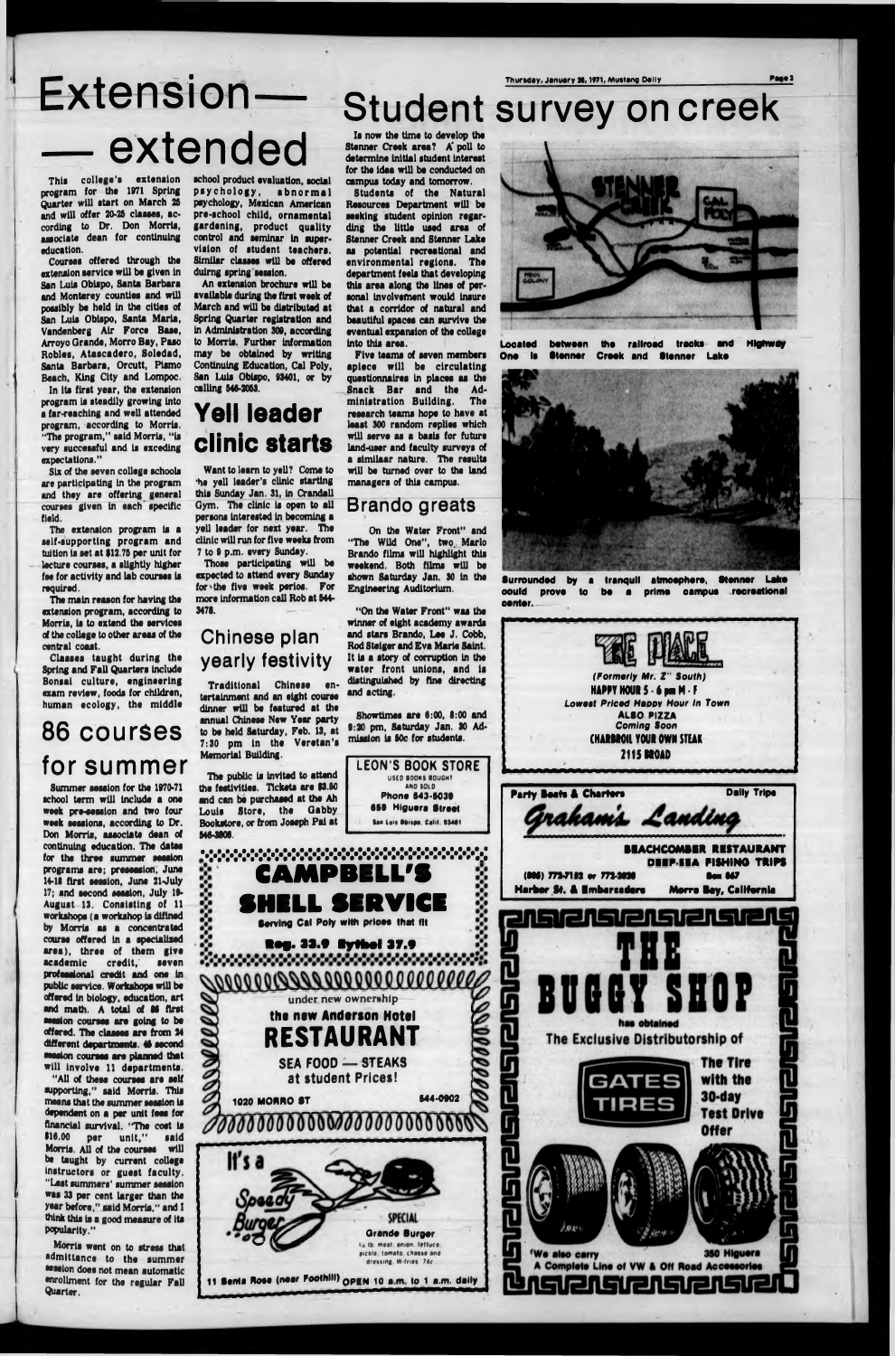# Extension— — extended

This college's extension program for the 1971 Spring Quarter will start on March 25 and will offer 20-25 classes, according to Dr. Don Morris, associate dean for continuing education.

Courses offered through the extension service will be given in San Luis Obispo, Santa Barbara and Monterey counties and will possibly be held in the cities of San Luis Obispo, Santa Maria, Vandenberg Air Force Base, Arroyo Grande, Morro Bay, Paso Robles, Atascadero, Soledad, Santa Barbara, Orcutt, Pismo Beach, King City and Lompoc.

In its first year, the extension program is steadily growing into a far-reaching and well attended program, according to Morris. "The program," said Morris, "is very successful and is exceding expectations."

Six of the seven college schools are participating in the program and they are offering general courses given in each specific field.

The extension program is a self-supporting program and tuition is set at $12.75 per unit for lecture courses, a slightly higher fee for activity and lab courses is required.

The main reason for having the extension program, according to Morris, is to extend the services of the college to other areas of the central coast.

Classes taught during the Spring and Fall Quarters include Bonsai culture, engineering exam review, foods for children, human ecology, the middle school product evaluation, social psychology, abnormal psychology, Mexican American pre-school child, ornamental gardening, product quality control and seminar in supervision of student teachers. Similar classes will be offered dulrng spring session.

An extension brochure will be available during the first week of March and will be distributed at Spring Quarter registration and in Administration 309, according to Morris. Further information may be obtained by writing Continuing Education, Cal Poly, San Luis Obispo, 93401, or by calling 546-2053.

# 86 courses for summer

Summer session for the 1970-71 school term will include a one week pre-session and two four week sessions, according to Dr. Don Morris, associate dean of continuing education. The dates for the three summer session programs are; presession, June 14-18 first session, June 21-July 17; and second session, July 19-August 13. Consisting of 11 workshops (a workshop is difined by Morris as a concentrated course offered in a specialized area), three of them give academic credit, seven professional credit and one in public service. Workshops will be offered in biology, education, art and math. A total of 86 first session courses are going to be offered. The classes are from 24 different departments. 46 second session courses are planned that will involve 11 departments.

"All of these courses are self supporting," said Morris. This means that the summer session is dependent on a per unit fees for financial survival. "The cost is $16.00 per unit," said Morris. All of the courses will be taught by current college instructors or guest faculty. "Last summers' summer session was 33 per cent larger than the year before," said Morris," and I think this is a good measure of its popularity."

Morris went on to stress that admittance to the summer session does not mean automatic enrollment for the regular Fall Quarter.

# Yell leader clinic starts

Want to learn to yell? Come to the yell leader's clinic starting this Sunday Jan. 31, in Crandall Gym. The clinic is open to all persons interested in becoming a yell leader for next year. The clinic will run for five weeks from 7 to 9 p.m. every Sunday.

Those participating will be expected to attend every Sunday for the five week perioe. For more information call Rob at 544-3478.

## Chinese plan yearly festivity

Traditional Chinese entertainment and an eight course dinner will be featured at the annual Chinese New Year party to be held Saturday, Feb. 13, at 7:30 pm in the Veretan's Memorial Building.

The public is invited to attend the festivities. Tickets are $3.50 and can be purchased at the Ah Louis Store, the Gabby Bookstore, or from Joseph Pai at 546-3806.

# Student survey on creek

Is now the time to develop the Stenner Creek area? A poll to determine initial student interest for the idea will be conducted on campus today and tomorrow.

Students of the Natural Resources Department will be seeking student opinion regarding the little used area of Stenner Creek and Stenner Lake as potential recreational and environmental regions. The department feels that developing this area along the lines of personal involvement would insure that a corridor of natural and beautiful spaces can survive the eventual expansion of the college into this area.

Five teams of seven members apiece will be circulating questionnaires in places as the Snack Bar and the Administration Building. The research teams hope to have at least 300 random replies which will serve as a basis for future land-user and faculty surveys of a simillar nature. The results will be turned over to the land managers of this campus.

Located between the railroad tracks and Highway One is Stenner Creek and Stenner Lake

Surrounded by a tranquil atmosphere, Stenner Lake could prove to be a prime campus recreational center.

## Brando greats

"On the Water Front" and "The Wild One", two Marlo Brando films will highlight this weekend. Both films will be shown Saturday Jan. 30 in the Engineering Auditorium.

"On the Water Front" was the winner of eight academy awards and stars Brando, Lee J. Cobb, Rod Steiger and Eva Marie Saint. It is a story of corruption in the water front unions, and is distinguished by fine directing and acting.

Showtimes are 6:00, 8:00 and 9:20 pm, Saturday Jan. 30 Admission is 50c for students.

---

**LEON'S BOOK STORE**
USED BOOKS BOUGHT AND SOLD
Phone 543-5039
659 Higuera Street
San Luis Obispo, Calif. 93401

---

**CAMPBELL'S SHELL SERVICE**
Serving Cal Poly with prices that fit
Reg. 33.9 Ethyl 37.9

---

under new ownership
**the new Anderson Hotel RESTAURANT**
SEA FOOD — STEAKS at student Prices!
1020 MORRO ST 544-0902

---

**It's a Speedy Burger**
SPECIAL
Grande Burger
¼ lb. meat, onion, lettuce, pickle, tomato, cheese and dressing. W-fries 74c
11 Santa Rosa (near Foothill) OPEN 10 a.m. to 1 a.m. daily

---

**THE PLACE**
(Formerly Mr. Z' South)
HAPPY HOUR 5 - 6 pm M - F
Lowest Priced Happy Hour In Town
ALSO PIZZA
Coming Soon
CHARBROIL YOUR OWN STEAK
2115 BROAD

---

Party Boats & Charters — Daily Trips
*Graham's Landing*
BEACHCOMBER RESTAURANT
DEEP-SEA FISHING TRIPS
(805) 772-7152 or 772-3030 Box 867
Harbor St. & Embarcadero Morro Bay, California

---

**THE BUGGY SHOP**
has obtained
The Exclusive Distributorship of
GATES TIRES
The Tire with the 30-day Test Drive Offer
We also carry A Complete Line of VW & Off Road Accessories
350 Higuera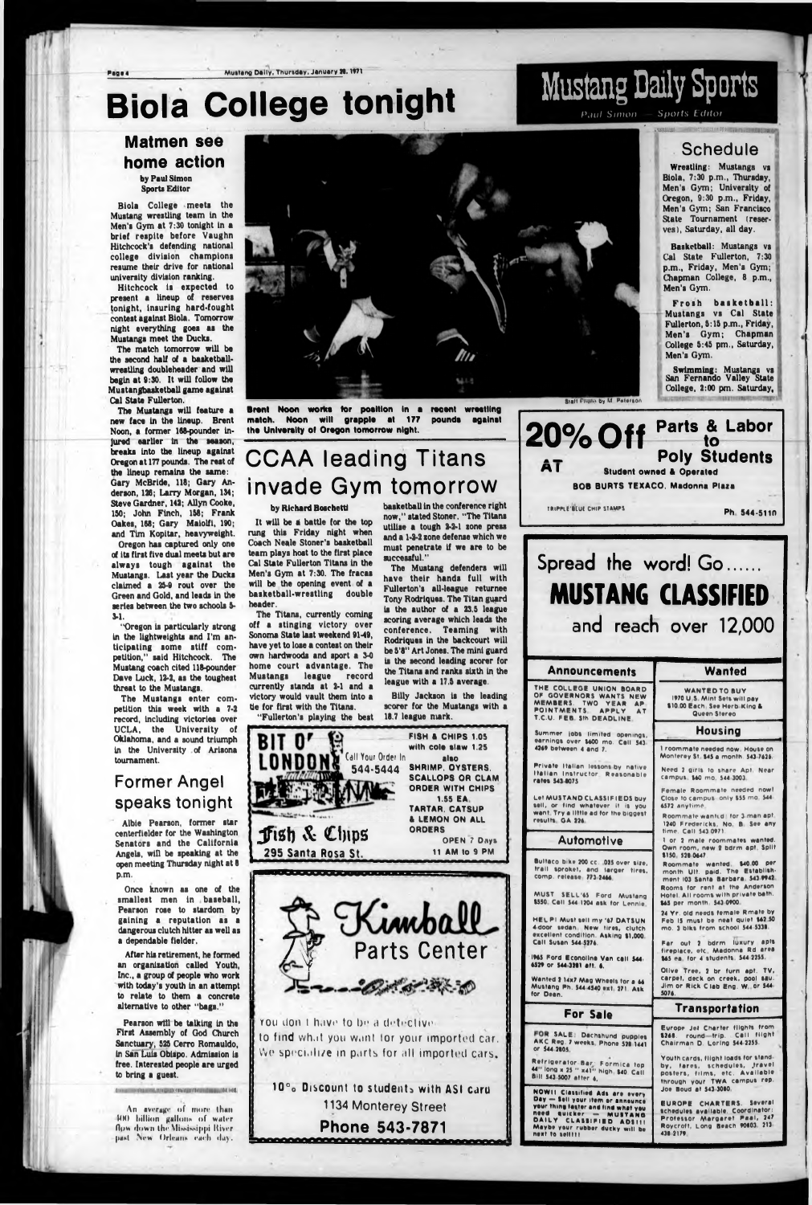# Biola College tonight

# Mustang Daily Sports

Paul Simon — Sports Editor

## Matmen see home action

**by Paul Simon**
**Sports Editor**

Biola College meets the Mustang wrestling team in the Men's Gym at 7:30 tonight in a brief respite before Vaughn Hitchcock's defending national college division champions resume their drive for national university division ranking.

Hitchcock is expected to present a lineup of reserves tonight, insuring hard-fought contest against Biola. Tomorrow night everything goes as the Mustangs meet the Ducks.

The match tomorrow will be the second half of a basketball-wrestling doubleheader and will begin at 9:30. It will follow the Mustang basketball game against Cal State Fullerton.

The Mustangs will feature a new face in the lineup. Brent Noon, a former 168-pounder injured earlier in the season, breaks into the lineup against Oregon at 177 pounds. The rest of the lineup remains the same: Gary McBride, 118; Gary Anderson, 126; Larry Morgan, 134; Steve Gardner, 142; Allyn Cooke, 150; John Finch, 158; Frank Oakes, 168; Gary Maiolfi, 190; and Tim Kopitar, heavyweight.

Oregon has captured only one of its first five dual meets but are always tough against the Mustangs. Last year the Ducks claimed a 25-9 rout over the Green and Gold, and leads in the series between the two schools 5-3-1.

"Oregon is particularly strong in the lightweights and I'm anticipating some stiff competition," said Hitchcock. The Mustang coach cited 118-pounder Dave Luck, 12-2, as the toughest threat to the Mustangs.

The Mustangs enter competition this week with a 7-2 record, including victories over UCLA, the University of Oklahoma, and a sound triumph in the University of Arizona tournament.

## Former Angel speaks tonight

Albie Pearson, former star centerfielder for the Washington Senators and the California Angels, will be speaking at the open meeting Thursday night at 8 p.m.

Once known as one of the smallest men in baseball, Pearson rose to stardom by gaining a reputation as a dangerous clutch hitter as well as a dependable fielder.

After his retirement, he formed an organization called Youth, Inc., a group of people who work with today's youth in an attempt to relate to them a concrete alternative to other "bags."

Pearson will be talking in the First Assembly of God Church Sanctuary, 525 Cerro Romauldo, in San Luis Obispo. Admission is free. Interested people are urged to bring a guest.

An average of more than 400 billion gallons of water flow down the Mississippi River past New Orleans each day.

Staff Photo by M. Peterson

**Brent Noon works for position in a recent wrestling match. Noon will grapple at 177 pounds against the University of Oregon tomorrow night.**

## CCAA leading Titans invade Gym tomorrow

**by Richard Boschetti**

It will be a battle for the top rung this Friday night when Coach Neale Stoner's basketball team plays host to the first place Cal State Fullerton Titans in the Men's Gym at 7:30. The fracas will be the opening event of a basketball-wrestling double header.

The Titans, currently coming off a stinging victory over Sonoma State last weekend 91-49, have yet to lose a contest on their own hardwoods and sport a 3-0 home court advantage. The Mustangs league record currently stands at 3-1 and a victory would vault them into a tie for first with the Titans.

"Fullerton's playing the best basketball in the conference right now," stated Stoner. "The Titans utilize a tough 3-3-1 zone press and a 1-3-2 zone defense which we must penetrate if we are to be successful."

The Mustang defenders will have their hands full with Fullerton's all-league returnee Tony Rodriques. The Titan guard is the author of a 23.5 league scoring average which leads the conference. Teaming with Rodriques in the backcourt will be 5'8" Art Jones. The mini guard is the second leading scorer for the Titans and ranks sixth in the league with a 17.5 average.

Billy Jackson is the leading scorer for the Mustangs with a 18.7 league mark.

### Schedule

**Wrestling:** Mustangs vs Biola, 7:30 p.m., Thursday, Men's Gym; University of Oregon, 9:30 p.m., Friday, Men's Gym; San Francisco State Tournament (reserves), Saturday, all day.

**Basketball:** Mustangs vs Cal State Fullerton, 7:30 p.m., Friday, Men's Gym; Chapman College, 8 p.m., Men's Gym.

**Frosh basketball:** Mustangs vs Cal State Fullerton, 5:15 p.m., Friday, Men's Gym; Chapman College 5:45 pm., Saturday, Men's Gym.

**Swimming:** Mustangs vs San Fernando Valley State College, 2:00 pm. Saturday,

---

**20% Off** Parts & Labor to Poly Students
AT
Student owned & Operated
BOB BURTS TEXACO, Madonna Plaza
TRIPPLE BLUE CHIP STAMPS
Ph. 544-5110

---

**BIT O' LONDON** Call Your Order In 544-5444
Fish & Chips
295 Santa Rosa St.

FISH & CHIPS 1.05
with cole slaw 1.25
also
SHRIMP, OYSTERS, SCALLOPS OR CLAM ORDER WITH CHIPS 1.55 EA.
TARTAR, CATSUP & LEMON ON ALL ORDERS
OPEN 7 Days
11 AM to 9 PM

---

**Kimball Parts Center**

You don't have to be a detective to find what you want for your imported car. We specialize in parts for all imported cars.

10% Discount to students with ASI card
1134 Monterey Street
**Phone 543-7871**

---

Spread the word! Go......
**MUSTANG CLASSIFIED**
and reach over 12,000

### Announcements

THE COLLEGE UNION BOARD OF GOVERNORS WANTS NEW MEMBERS. TWO YEAR APPOINTMENTS. APPLY AT T.C.U. FEB. 5th DEADLINE.

Summer jobs limited openings, earnings over $600 mo. Call 543-4269 between 4 and 7.

Private Italian lessons by native Italian instructor. Reasonable rates 543-8075

Let MUSTANG CLASSIFIEDS buy, sell, or find whatever it is you want. Try a little ad for the biggest results. GA 226.

### Automotive

Bultaco bike 200 cc. .025 over size, trail sproket, and larger tires, comp. release. 773-2466.

MUST SELL '65 Ford Mustang $550. Call 544-1204 ask for Lennie.

HELP! Must sell my '67 DATSUN 4-door sedan. New tires, clutch excellent condition. Asking $1,000. Call Susan 544-5276.

1965 Ford Econoline Van call 544-6529 or 544-3281 aft. 6.

Wanted 2 14x7 Mag Wheels for a 66 Mustang Ph. 544-4540 ext. 271. Ask for Dean.

### For Sale

FOR SALE: Dachshund puppies AKC Reg. 7 weeks. Phone 528-1441 or 544-2805.

Refrigerator Bar, Formica top 44" long x 25" x41" high. $40 Call Bill 543-5007 after 6.

NOW!! Classified Ads are every Day — Sell your item or announce your thing faster and find what you need quicker — MUSTANG DAILY CLASSIFIED ADS!!! Maybe your rubber ducky will be next to sell!!!

### Wanted

WANTED TO BUY
1970 U.S. Mint Sets will pay $10.00 Each. See Herb-King & Queen Stereo

### Housing

1 roommate needed now. House on Monterey St. $45 a month. 543-7626.

Need 2 girls to share Apt. Near campus. $60 mo. 544-3003.

Female Roommate needed now! Close to campus only $55 mo. 544-6572 anytime.

Roommate wanted for 3-man apt. 1240 Fredericks, No. B. See any time. Call 543-0971.

1 or 2 male roommates wanted. Own room, new 2 bdrm apt. Split $150. 528-0647

Roommate wanted. $40.00 per month Util. paid. The Establishment 103 Santa Barbara. 543-9942. Rooms for rent at the Anderson Hotel. All rooms with private bath. $65 per month. 543-0900.

24 Yr. old needs female Rmate by Feb 15 must be neat quiet $42.50 mo. 3 blks from school 544-5338.

Far out 2 bdrm luxury apts fireplace, etc. Madonna Rd area $65 ea. for 4 students. 544-2255.

Olive Tree, 2 br furn apt. TV, carpet, deck on creek, pool sau. Jim or Rick Clab Eng. W. or 544-5076.

### Transportation

Europe Jet Charter flights from $268 round—trip. Call flight Chairman D. Loring 544-2255.

Youth cards, flight loads for standby, fares, schedules, travel posters, films, etc. Available through your TWA campus rep. Joe Boud at 543-3080.

EUROPE CHARTERS. Several schedules available. Coordinator: Professor Margaret Paal, 247 Roycroft, Long Beach 90803. 213-438-2179.